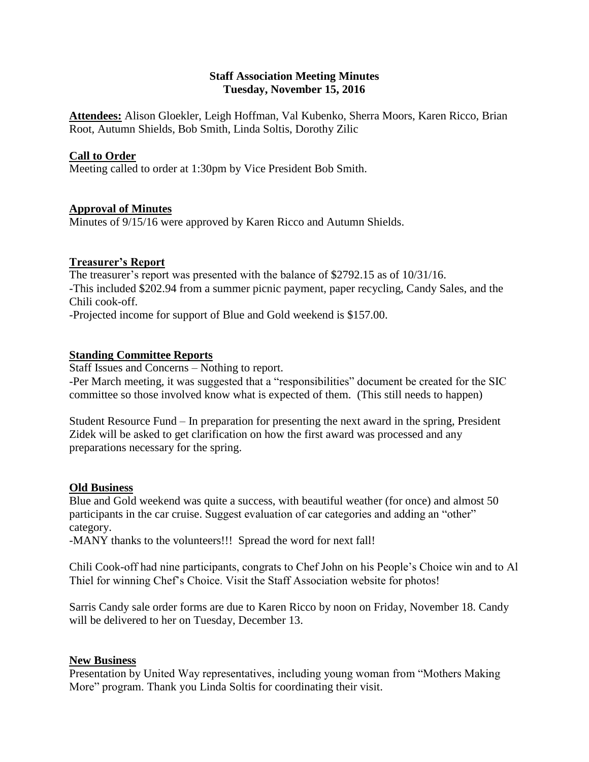# Staff Association Meeting Minutes
## Tuesday, November 15, 2016

**Attendees:** Alison Gloekler, Leigh Hoffman, Val Kubenko, Sherra Moors, Karen Ricco, Brian Root, Autumn Shields, Bob Smith, Linda Soltis, Dorothy Zilic

### Call to Order

Meeting called to order at 1:30pm by Vice President Bob Smith.

### Approval of Minutes

Minutes of 9/15/16 were approved by Karen Ricco and Autumn Shields.

### Treasurer's Report

The treasurer's report was presented with the balance of $2792.15 as of 10/31/16.
-This included $202.94 from a summer picnic payment, paper recycling, Candy Sales, and the Chili cook-off.
-Projected income for support of Blue and Gold weekend is $157.00.

### Standing Committee Reports

Staff Issues and Concerns – Nothing to report.
-Per March meeting, it was suggested that a "responsibilities" document be created for the SIC committee so those involved know what is expected of them. (This still needs to happen)

Student Resource Fund – In preparation for presenting the next award in the spring, President Zidek will be asked to get clarification on how the first award was processed and any preparations necessary for the spring.

### Old Business

Blue and Gold weekend was quite a success, with beautiful weather (for once) and almost 50 participants in the car cruise. Suggest evaluation of car categories and adding an "other" category.
-MANY thanks to the volunteers!!! Spread the word for next fall!

Chili Cook-off had nine participants, congrats to Chef John on his People's Choice win and to Al Thiel for winning Chef's Choice. Visit the Staff Association website for photos!

Sarris Candy sale order forms are due to Karen Ricco by noon on Friday, November 18. Candy will be delivered to her on Tuesday, December 13.

### New Business

Presentation by United Way representatives, including young woman from "Mothers Making More" program. Thank you Linda Soltis for coordinating their visit.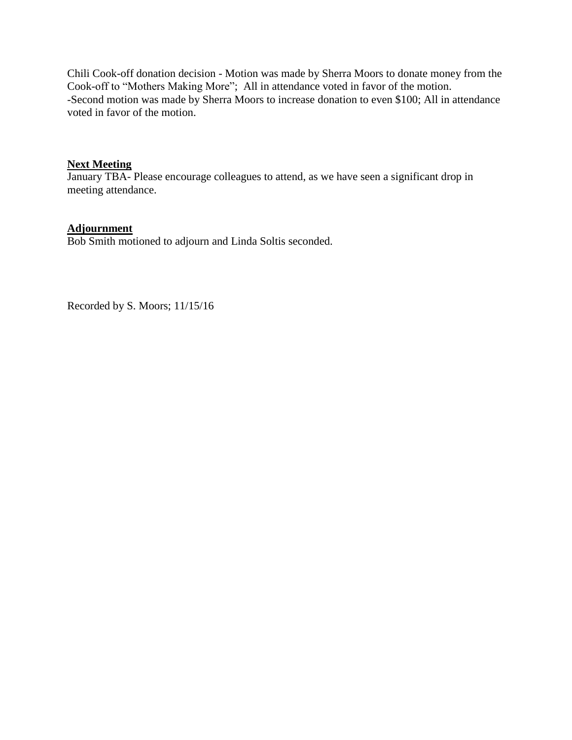Chili Cook-off donation decision - Motion was made by Sherra Moors to donate money from the Cook-off to "Mothers Making More"; All in attendance voted in favor of the motion.
-Second motion was made by Sherra Moors to increase donation to even $100; All in attendance voted in favor of the motion.

**Next Meeting**

January TBA- Please encourage colleagues to attend, as we have seen a significant drop in meeting attendance.

**Adjournment**

Bob Smith motioned to adjourn and Linda Soltis seconded.

Recorded by S. Moors; 11/15/16